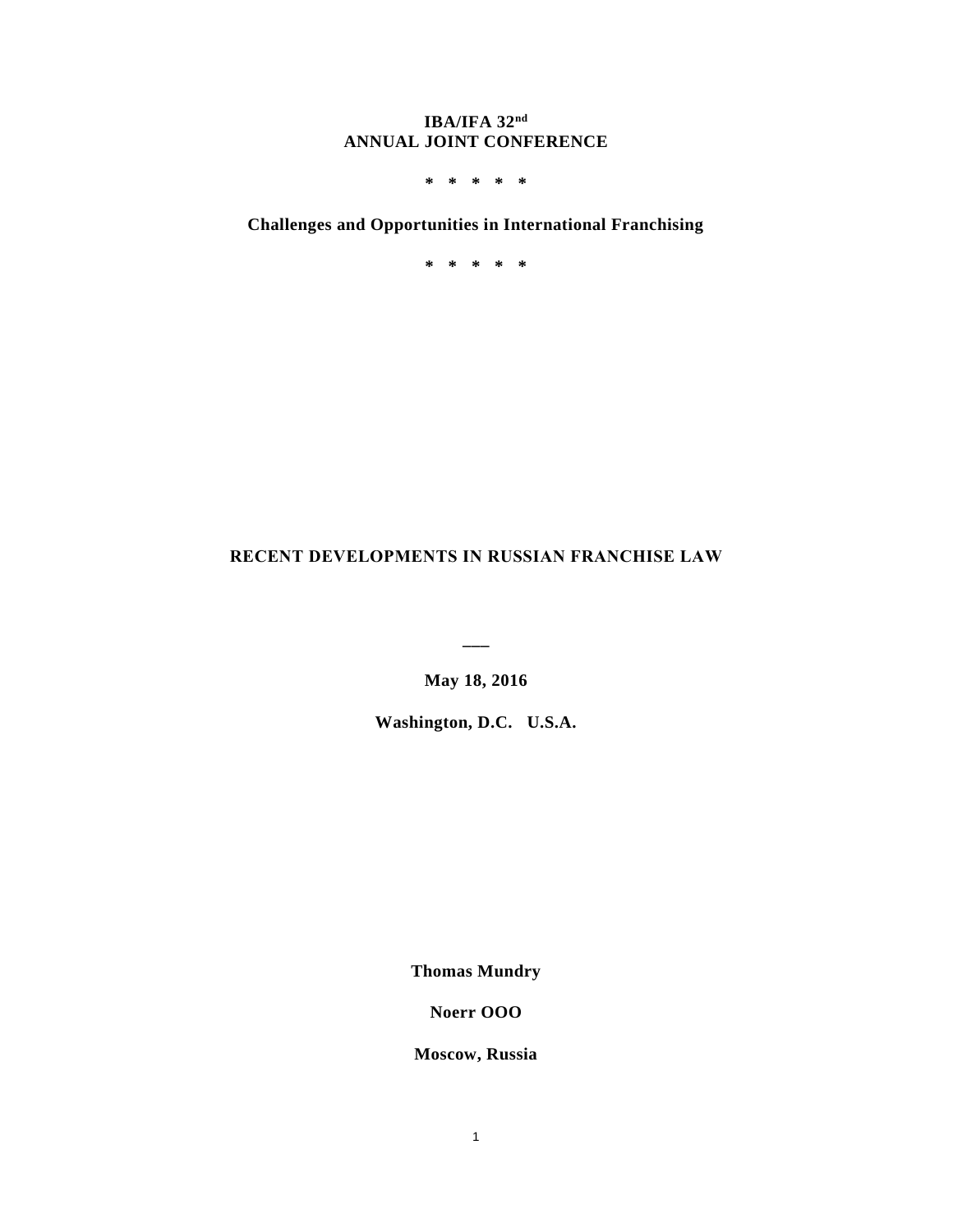**IBA/IFA 32nd**
**ANNUAL JOINT CONFERENCE**

**\* \* \* \* \***

**Challenges and Opportunities in International Franchising**

**\* \* \* \* \***

# RECENT DEVELOPMENTS IN RUSSIAN FRANCHISE LAW

**___**

**May 18, 2016**

**Washington, D.C. U.S.A.**

**Thomas Mundry**

**Noerr OOO**

**Moscow, Russia**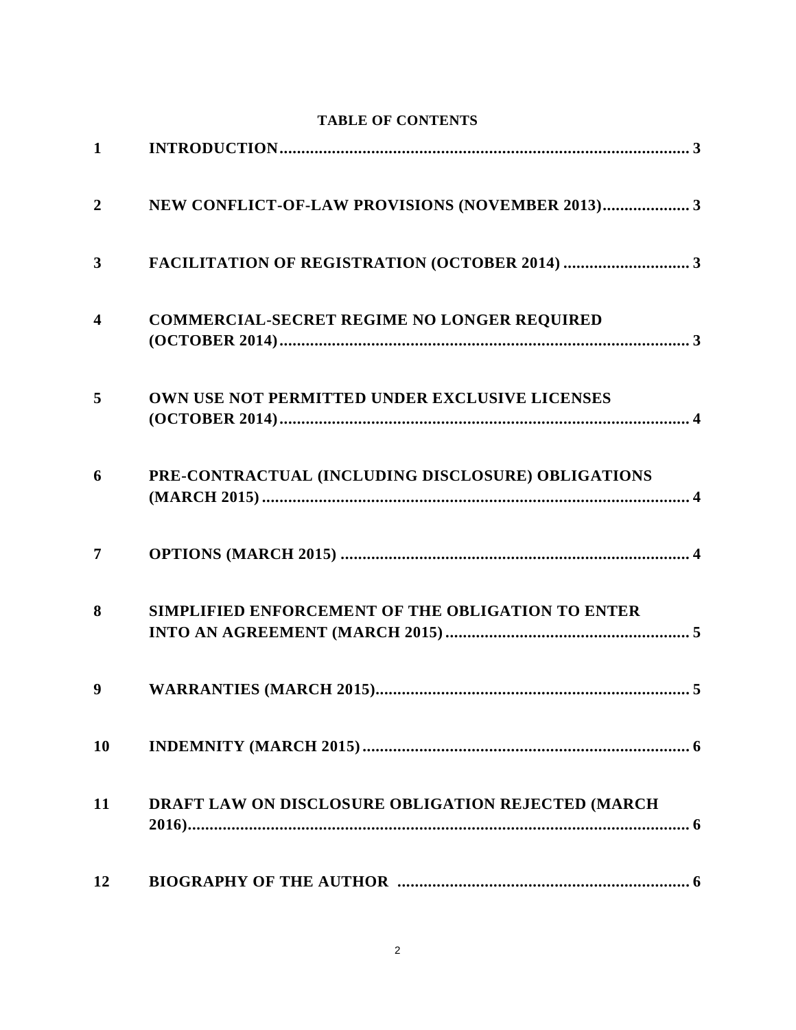**TABLE OF CONTENTS**

| | | |
|---|---|---|
| 1 | INTRODUCTION | 3 |
| 2 | NEW CONFLICT-OF-LAW PROVISIONS (NOVEMBER 2013) | 3 |
| 3 | FACILITATION OF REGISTRATION (OCTOBER 2014) | 3 |
| 4 | COMMERCIAL-SECRET REGIME NO LONGER REQUIRED (OCTOBER 2014) | 3 |
| 5 | OWN USE NOT PERMITTED UNDER EXCLUSIVE LICENSES (OCTOBER 2014) | 4 |
| 6 | PRE-CONTRACTUAL (INCLUDING DISCLOSURE) OBLIGATIONS (MARCH 2015) | 4 |
| 7 | OPTIONS (MARCH 2015) | 4 |
| 8 | SIMPLIFIED ENFORCEMENT OF THE OBLIGATION TO ENTER INTO AN AGREEMENT (MARCH 2015) | 5 |
| 9 | WARRANTIES (MARCH 2015) | 5 |
| 10 | INDEMNITY (MARCH 2015) | 6 |
| 11 | DRAFT LAW ON DISCLOSURE OBLIGATION REJECTED (MARCH 2016) | 6 |
| 12 | BIOGRAPHY OF THE AUTHOR | 6 |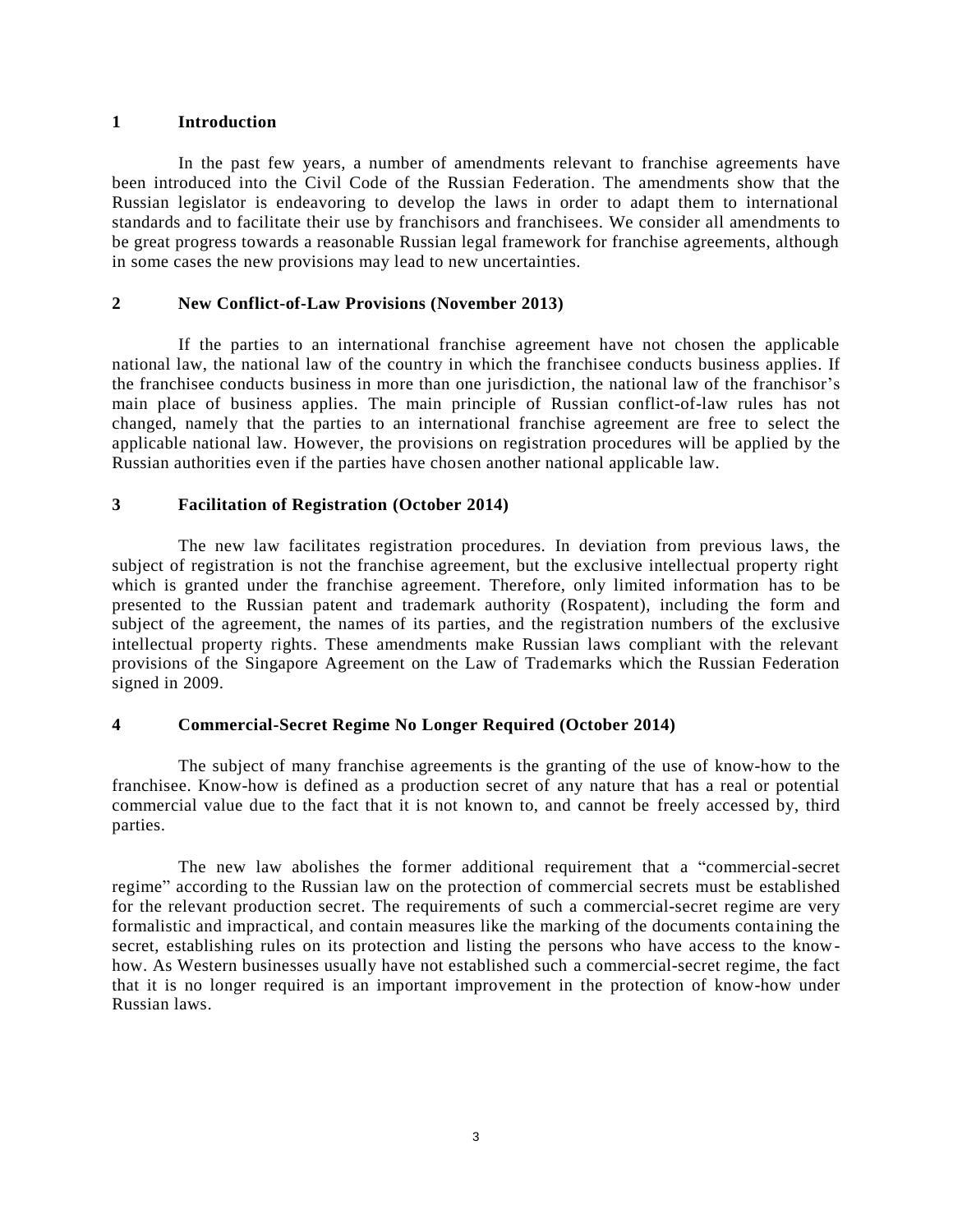## 1 Introduction

In the past few years, a number of amendments relevant to franchise agreements have been introduced into the Civil Code of the Russian Federation. The amendments show that the Russian legislator is endeavoring to develop the laws in order to adapt them to international standards and to facilitate their use by franchisors and franchisees. We consider all amendments to be great progress towards a reasonable Russian legal framework for franchise agreements, although in some cases the new provisions may lead to new uncertainties.

## 2 New Conflict-of-Law Provisions (November 2013)

If the parties to an international franchise agreement have not chosen the applicable national law, the national law of the country in which the franchisee conducts business applies. If the franchisee conducts business in more than one jurisdiction, the national law of the franchisor's main place of business applies. The main principle of Russian conflict-of-law rules has not changed, namely that the parties to an international franchise agreement are free to select the applicable national law. However, the provisions on registration procedures will be applied by the Russian authorities even if the parties have chosen another national applicable law.

## 3 Facilitation of Registration (October 2014)

The new law facilitates registration procedures. In deviation from previous laws, the subject of registration is not the franchise agreement, but the exclusive intellectual property right which is granted under the franchise agreement. Therefore, only limited information has to be presented to the Russian patent and trademark authority (Rospatent), including the form and subject of the agreement, the names of its parties, and the registration numbers of the exclusive intellectual property rights. These amendments make Russian laws compliant with the relevant provisions of the Singapore Agreement on the Law of Trademarks which the Russian Federation signed in 2009.

## 4 Commercial-Secret Regime No Longer Required (October 2014)

The subject of many franchise agreements is the granting of the use of know-how to the franchisee. Know-how is defined as a production secret of any nature that has a real or potential commercial value due to the fact that it is not known to, and cannot be freely accessed by, third parties.

The new law abolishes the former additional requirement that a "commercial-secret regime" according to the Russian law on the protection of commercial secrets must be established for the relevant production secret. The requirements of such a commercial-secret regime are very formalistic and impractical, and contain measures like the marking of the documents containing the secret, establishing rules on its protection and listing the persons who have access to the know-how. As Western businesses usually have not established such a commercial-secret regime, the fact that it is no longer required is an important improvement in the protection of know-how under Russian laws.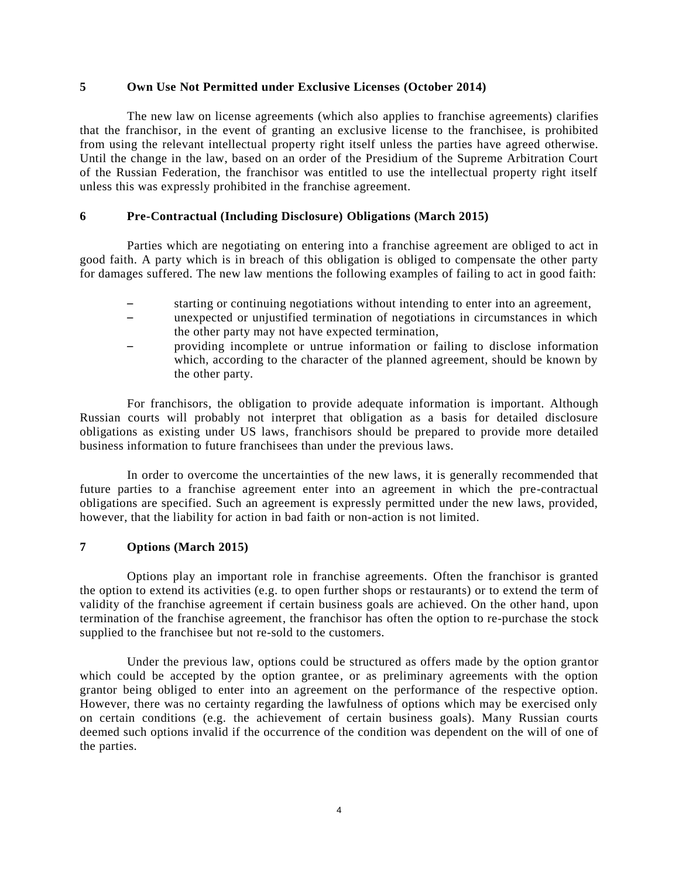## 5 Own Use Not Permitted under Exclusive Licenses (October 2014)

The new law on license agreements (which also applies to franchise agreements) clarifies that the franchisor, in the event of granting an exclusive license to the franchisee, is prohibited from using the relevant intellectual property right itself unless the parties have agreed otherwise. Until the change in the law, based on an order of the Presidium of the Supreme Arbitration Court of the Russian Federation, the franchisor was entitled to use the intellectual property right itself unless this was expressly prohibited in the franchise agreement.

## 6 Pre-Contractual (Including Disclosure) Obligations (March 2015)

Parties which are negotiating on entering into a franchise agreement are obliged to act in good faith. A party which is in breach of this obligation is obliged to compensate the other party for damages suffered. The new law mentions the following examples of failing to act in good faith:

- starting or continuing negotiations without intending to enter into an agreement,
- unexpected or unjustified termination of negotiations in circumstances in which the other party may not have expected termination,
- providing incomplete or untrue information or failing to disclose information which, according to the character of the planned agreement, should be known by the other party.

For franchisors, the obligation to provide adequate information is important. Although Russian courts will probably not interpret that obligation as a basis for detailed disclosure obligations as existing under US laws, franchisors should be prepared to provide more detailed business information to future franchisees than under the previous laws.

In order to overcome the uncertainties of the new laws, it is generally recommended that future parties to a franchise agreement enter into an agreement in which the pre-contractual obligations are specified. Such an agreement is expressly permitted under the new laws, provided, however, that the liability for action in bad faith or non-action is not limited.

## 7 Options (March 2015)

Options play an important role in franchise agreements. Often the franchisor is granted the option to extend its activities (e.g. to open further shops or restaurants) or to extend the term of validity of the franchise agreement if certain business goals are achieved. On the other hand, upon termination of the franchise agreement, the franchisor has often the option to re-purchase the stock supplied to the franchisee but not re-sold to the customers.

Under the previous law, options could be structured as offers made by the option grantor which could be accepted by the option grantee, or as preliminary agreements with the option grantor being obliged to enter into an agreement on the performance of the respective option. However, there was no certainty regarding the lawfulness of options which may be exercised only on certain conditions (e.g. the achievement of certain business goals). Many Russian courts deemed such options invalid if the occurrence of the condition was dependent on the will of one of the parties.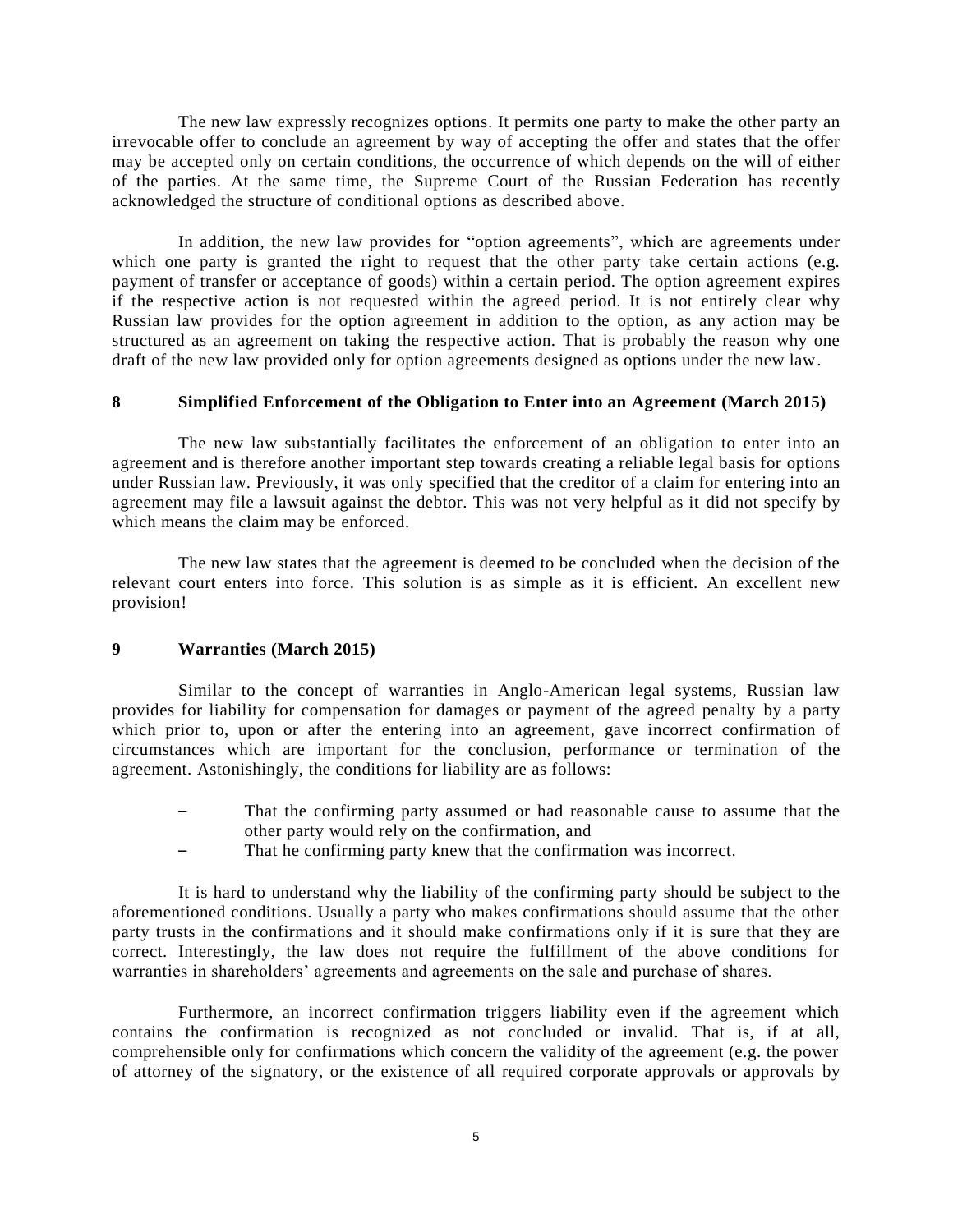The new law expressly recognizes options. It permits one party to make the other party an irrevocable offer to conclude an agreement by way of accepting the offer and states that the offer may be accepted only on certain conditions, the occurrence of which depends on the will of either of the parties. At the same time, the Supreme Court of the Russian Federation has recently acknowledged the structure of conditional options as described above.

In addition, the new law provides for "option agreements", which are agreements under which one party is granted the right to request that the other party take certain actions (e.g. payment of transfer or acceptance of goods) within a certain period. The option agreement expires if the respective action is not requested within the agreed period. It is not entirely clear why Russian law provides for the option agreement in addition to the option, as any action may be structured as an agreement on taking the respective action. That is probably the reason why one draft of the new law provided only for option agreements designed as options under the new law.

## 8 Simplified Enforcement of the Obligation to Enter into an Agreement (March 2015)

The new law substantially facilitates the enforcement of an obligation to enter into an agreement and is therefore another important step towards creating a reliable legal basis for options under Russian law. Previously, it was only specified that the creditor of a claim for entering into an agreement may file a lawsuit against the debtor. This was not very helpful as it did not specify by which means the claim may be enforced.

The new law states that the agreement is deemed to be concluded when the decision of the relevant court enters into force. This solution is as simple as it is efficient. An excellent new provision!

## 9 Warranties (March 2015)

Similar to the concept of warranties in Anglo-American legal systems, Russian law provides for liability for compensation for damages or payment of the agreed penalty by a party which prior to, upon or after the entering into an agreement, gave incorrect confirmation of circumstances which are important for the conclusion, performance or termination of the agreement. Astonishingly, the conditions for liability are as follows:

- That the confirming party assumed or had reasonable cause to assume that the other party would rely on the confirmation, and
- That he confirming party knew that the confirmation was incorrect.

It is hard to understand why the liability of the confirming party should be subject to the aforementioned conditions. Usually a party who makes confirmations should assume that the other party trusts in the confirmations and it should make confirmations only if it is sure that they are correct. Interestingly, the law does not require the fulfillment of the above conditions for warranties in shareholders' agreements and agreements on the sale and purchase of shares.

Furthermore, an incorrect confirmation triggers liability even if the agreement which contains the confirmation is recognized as not concluded or invalid. That is, if at all, comprehensible only for confirmations which concern the validity of the agreement (e.g. the power of attorney of the signatory, or the existence of all required corporate approvals or approvals by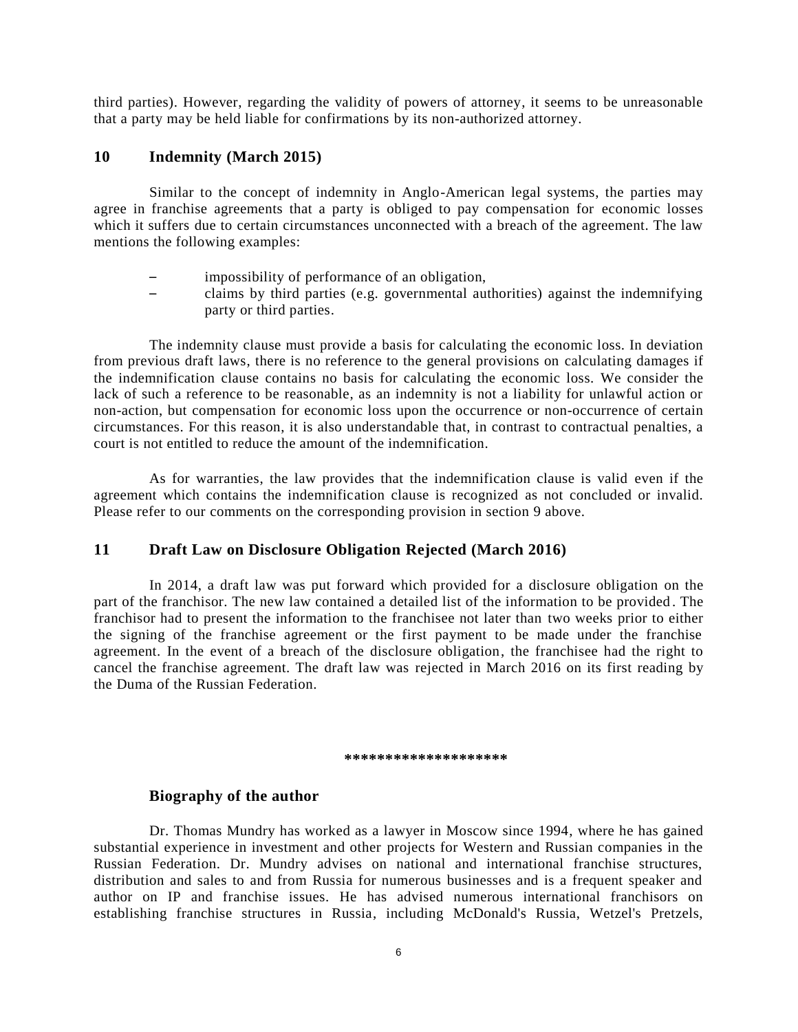third parties). However, regarding the validity of powers of attorney, it seems to be unreasonable that a party may be held liable for confirmations by its non-authorized attorney.

## 10 Indemnity (March 2015)

Similar to the concept of indemnity in Anglo-American legal systems, the parties may agree in franchise agreements that a party is obliged to pay compensation for economic losses which it suffers due to certain circumstances unconnected with a breach of the agreement. The law mentions the following examples:

- impossibility of performance of an obligation,
- claims by third parties (e.g. governmental authorities) against the indemnifying party or third parties.

The indemnity clause must provide a basis for calculating the economic loss. In deviation from previous draft laws, there is no reference to the general provisions on calculating damages if the indemnification clause contains no basis for calculating the economic loss. We consider the lack of such a reference to be reasonable, as an indemnity is not a liability for unlawful action or non-action, but compensation for economic loss upon the occurrence or non-occurrence of certain circumstances. For this reason, it is also understandable that, in contrast to contractual penalties, a court is not entitled to reduce the amount of the indemnification.

As for warranties, the law provides that the indemnification clause is valid even if the agreement which contains the indemnification clause is recognized as not concluded or invalid. Please refer to our comments on the corresponding provision in section 9 above.

## 11 Draft Law on Disclosure Obligation Rejected (March 2016)

In 2014, a draft law was put forward which provided for a disclosure obligation on the part of the franchisor. The new law contained a detailed list of the information to be provided. The franchisor had to present the information to the franchisee not later than two weeks prior to either the signing of the franchise agreement or the first payment to be made under the franchise agreement. In the event of a breach of the disclosure obligation, the franchisee had the right to cancel the franchise agreement. The draft law was rejected in March 2016 on its first reading by the Duma of the Russian Federation.

*******************

### Biography of the author

Dr. Thomas Mundry has worked as a lawyer in Moscow since 1994, where he has gained substantial experience in investment and other projects for Western and Russian companies in the Russian Federation. Dr. Mundry advises on national and international franchise structures, distribution and sales to and from Russia for numerous businesses and is a frequent speaker and author on IP and franchise issues. He has advised numerous international franchisors on establishing franchise structures in Russia, including McDonald's Russia, Wetzel's Pretzels,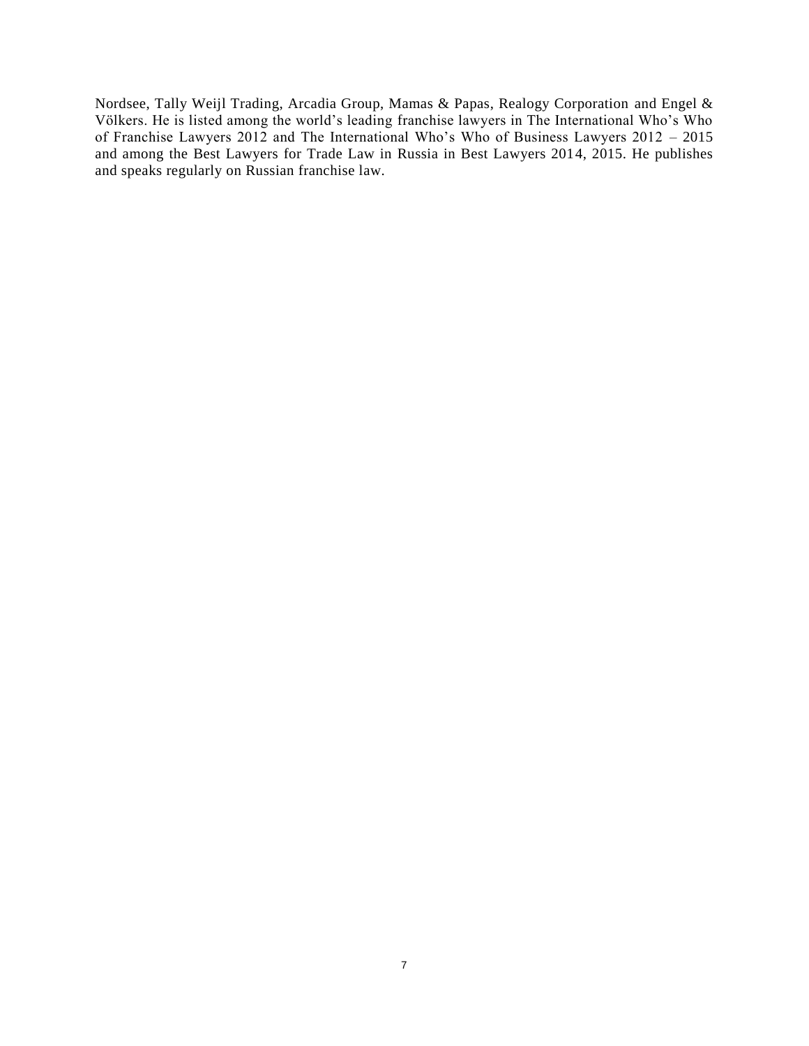Nordsee, Tally Weijl Trading, Arcadia Group, Mamas & Papas, Realogy Corporation and Engel & Völkers. He is listed among the world's leading franchise lawyers in The International Who's Who of Franchise Lawyers 2012 and The International Who's Who of Business Lawyers 2012 – 2015 and among the Best Lawyers for Trade Law in Russia in Best Lawyers 2014, 2015. He publishes and speaks regularly on Russian franchise law.